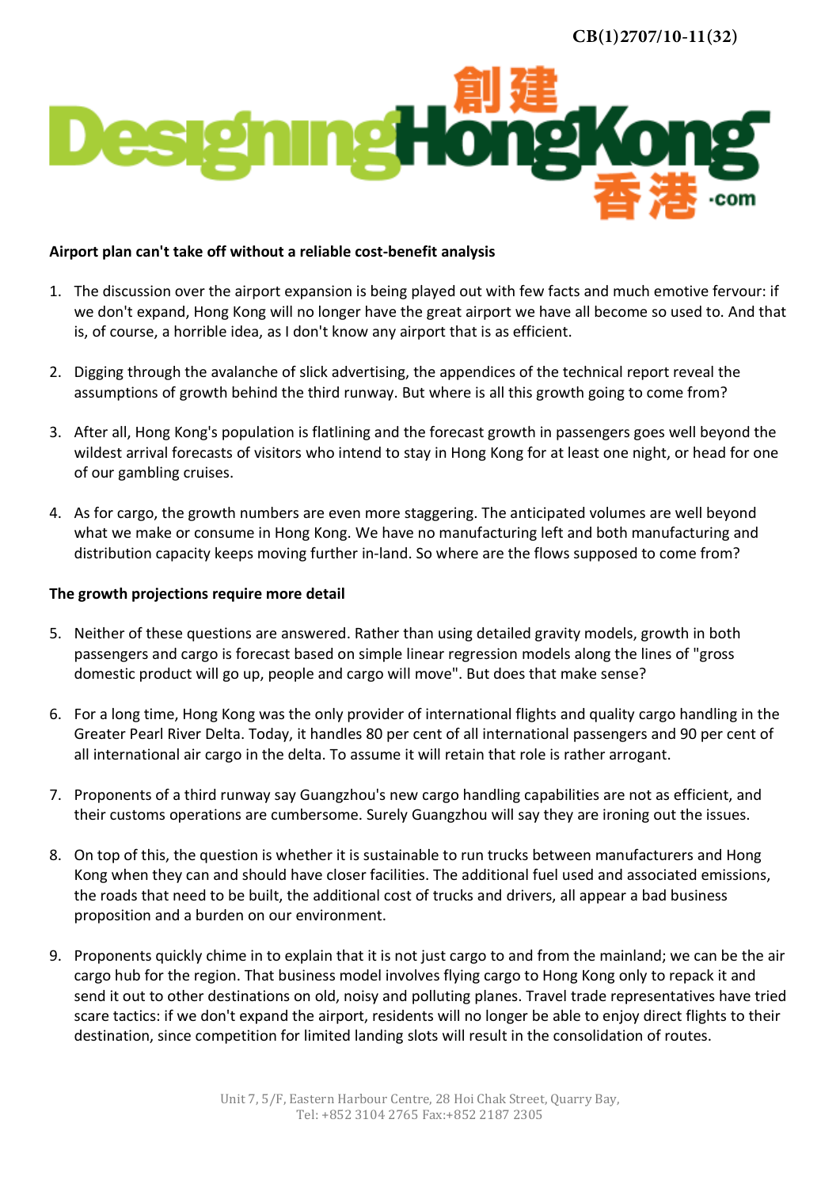CB(1)2707/10-11(32)

Designing Hong Kong 創建香港 .com

**Airport plan can't take off without a reliable cost-benefit analysis**

1. The discussion over the airport expansion is being played out with few facts and much emotive fervour: if we don't expand, Hong Kong will no longer have the great airport we have all become so used to. And that is, of course, a horrible idea, as I don't know any airport that is as efficient.

2. Digging through the avalanche of slick advertising, the appendices of the technical report reveal the assumptions of growth behind the third runway. But where is all this growth going to come from?

3. After all, Hong Kong's population is flatlining and the forecast growth in passengers goes well beyond the wildest arrival forecasts of visitors who intend to stay in Hong Kong for at least one night, or head for one of our gambling cruises.

4. As for cargo, the growth numbers are even more staggering. The anticipated volumes are well beyond what we make or consume in Hong Kong. We have no manufacturing left and both manufacturing and distribution capacity keeps moving further in-land. So where are the flows supposed to come from?

**The growth projections require more detail**

5. Neither of these questions are answered. Rather than using detailed gravity models, growth in both passengers and cargo is forecast based on simple linear regression models along the lines of "gross domestic product will go up, people and cargo will move". But does that make sense?

6. For a long time, Hong Kong was the only provider of international flights and quality cargo handling in the Greater Pearl River Delta. Today, it handles 80 per cent of all international passengers and 90 per cent of all international air cargo in the delta. To assume it will retain that role is rather arrogant.

7. Proponents of a third runway say Guangzhou's new cargo handling capabilities are not as efficient, and their customs operations are cumbersome. Surely Guangzhou will say they are ironing out the issues.

8. On top of this, the question is whether it is sustainable to run trucks between manufacturers and Hong Kong when they can and should have closer facilities. The additional fuel used and associated emissions, the roads that need to be built, the additional cost of trucks and drivers, all appear a bad business proposition and a burden on our environment.

9. Proponents quickly chime in to explain that it is not just cargo to and from the mainland; we can be the air cargo hub for the region. That business model involves flying cargo to Hong Kong only to repack it and send it out to other destinations on old, noisy and polluting planes. Travel trade representatives have tried scare tactics: if we don't expand the airport, residents will no longer be able to enjoy direct flights to their destination, since competition for limited landing slots will result in the consolidation of routes.

Unit 7, 5/F, Eastern Harbour Centre, 28 Hoi Chak Street, Quarry Bay,
Tel: +852 3104 2765 Fax:+852 2187 2305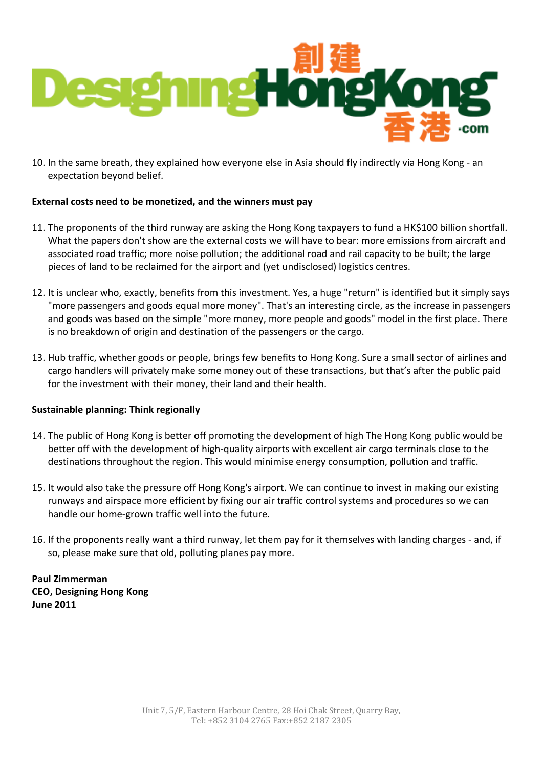10. In the same breath, they explained how everyone else in Asia should fly indirectly via Hong Kong - an expectation beyond belief.

**External costs need to be monetized, and the winners must pay**

11. The proponents of the third runway are asking the Hong Kong taxpayers to fund a HK$100 billion shortfall. What the papers don't show are the external costs we will have to bear: more emissions from aircraft and associated road traffic; more noise pollution; the additional road and rail capacity to be built; the large pieces of land to be reclaimed for the airport and (yet undisclosed) logistics centres.

12. It is unclear who, exactly, benefits from this investment. Yes, a huge "return" is identified but it simply says "more passengers and goods equal more money". That's an interesting circle, as the increase in passengers and goods was based on the simple "more money, more people and goods" model in the first place. There is no breakdown of origin and destination of the passengers or the cargo.

13. Hub traffic, whether goods or people, brings few benefits to Hong Kong. Sure a small sector of airlines and cargo handlers will privately make some money out of these transactions, but that's after the public paid for the investment with their money, their land and their health.

**Sustainable planning: Think regionally**

14. The public of Hong Kong is better off promoting the development of high The Hong Kong public would be better off with the development of high-quality airports with excellent air cargo terminals close to the destinations throughout the region. This would minimise energy consumption, pollution and traffic.

15. It would also take the pressure off Hong Kong's airport. We can continue to invest in making our existing runways and airspace more efficient by fixing our air traffic control systems and procedures so we can handle our home-grown traffic well into the future.

16. If the proponents really want a third runway, let them pay for it themselves with landing charges - and, if so, please make sure that old, polluting planes pay more.

**Paul Zimmerman**
**CEO, Designing Hong Kong**
**June 2011**